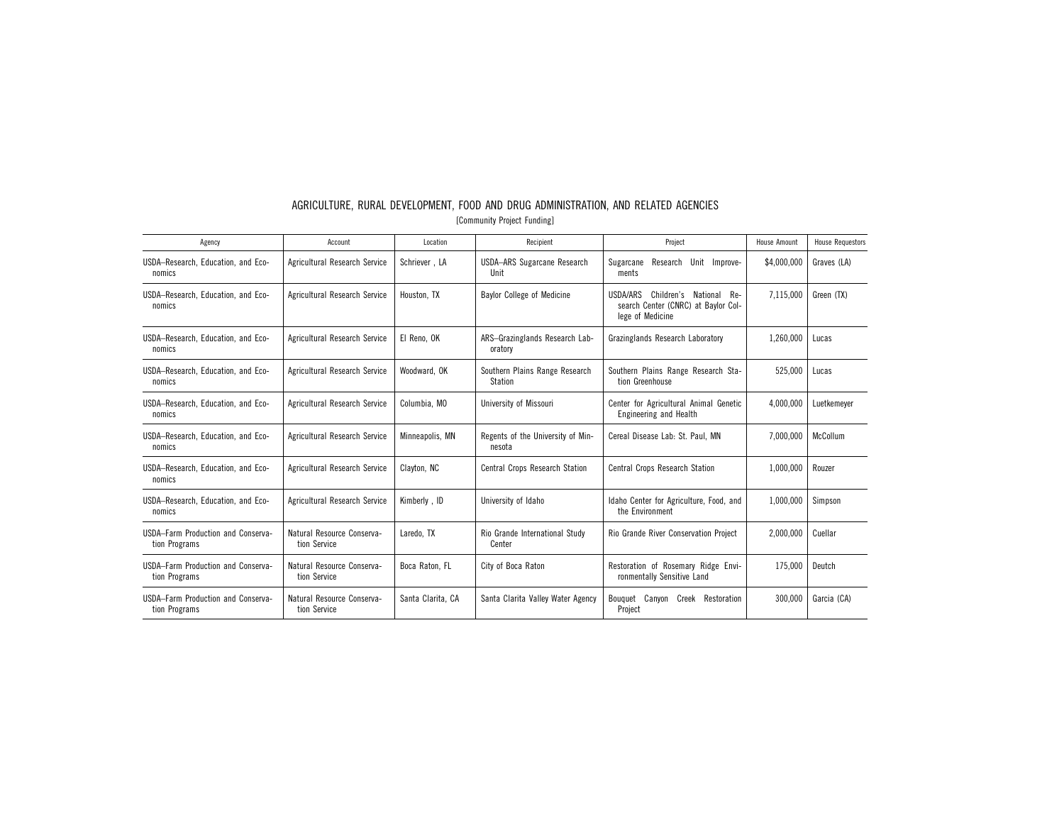# AGRICULTURE, RURAL DEVELOPMENT, FOOD AND DRUG ADMINISTRATION, AND RELATED AGENCIES

[Community Project Funding]

| Agency | Account | Location | Recipient | Project | House Amount | House Requestors |
|---|---|---|---|---|---|---|
| USDA–Research, Education, and Economics | Agricultural Research Service | Schriever , LA | USDA–ARS Sugarcane Research Unit | Sugarcane Research Unit Improvements | $4,000,000 | Graves (LA) |
| USDA–Research, Education, and Economics | Agricultural Research Service | Houston, TX | Baylor College of Medicine | USDA/ARS Children's National Research Center (CNRC) at Baylor College of Medicine | 7,115,000 | Green (TX) |
| USDA–Research, Education, and Economics | Agricultural Research Service | El Reno, OK | ARS–Grazinglands Research Laboratory | Grazinglands Research Laboratory | 1,260,000 | Lucas |
| USDA–Research, Education, and Economics | Agricultural Research Service | Woodward, OK | Southern Plains Range Research Station | Southern Plains Range Research Station Greenhouse | 525,000 | Lucas |
| USDA–Research, Education, and Economics | Agricultural Research Service | Columbia, MO | University of Missouri | Center for Agricultural Animal Genetic Engineering and Health | 4,000,000 | Luetkemeyer |
| USDA–Research, Education, and Economics | Agricultural Research Service | Minneapolis, MN | Regents of the University of Minnesota | Cereal Disease Lab: St. Paul, MN | 7,000,000 | McCollum |
| USDA–Research, Education, and Economics | Agricultural Research Service | Clayton, NC | Central Crops Research Station | Central Crops Research Station | 1,000,000 | Rouzer |
| USDA–Research, Education, and Economics | Agricultural Research Service | Kimberly , ID | University of Idaho | Idaho Center for Agriculture, Food, and the Environment | 1,000,000 | Simpson |
| USDA–Farm Production and Conservation Programs | Natural Resource Conservation Service | Laredo, TX | Rio Grande International Study Center | Rio Grande River Conservation Project | 2,000,000 | Cuellar |
| USDA–Farm Production and Conservation Programs | Natural Resource Conservation Service | Boca Raton, FL | City of Boca Raton | Restoration of Rosemary Ridge Environmentally Sensitive Land | 175,000 | Deutch |
| USDA–Farm Production and Conservation Programs | Natural Resource Conservation Service | Santa Clarita, CA | Santa Clarita Valley Water Agency | Bouquet Canyon Creek Restoration Project | 300,000 | Garcia (CA) |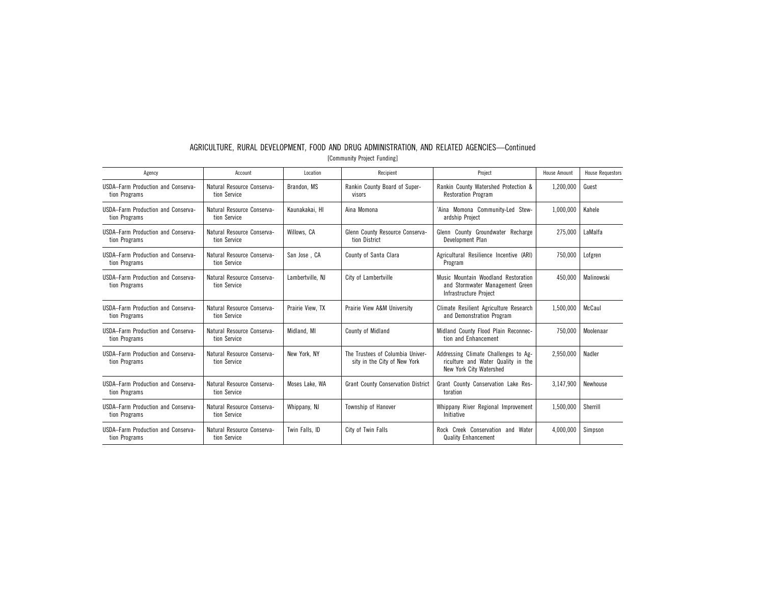## AGRICULTURE, RURAL DEVELOPMENT, FOOD AND DRUG ADMINISTRATION, AND RELATED AGENCIES—Continued

[Community Project Funding]

| Agency | Account | Location | Recipient | Project | House Amount | House Requestors |
|---|---|---|---|---|---|---|
| USDA–Farm Production and Conservation Programs | Natural Resource Conservation Service | Brandon, MS | Rankin County Board of Supervisors | Rankin County Watershed Protection & Restoration Program | 1,200,000 | Guest |
| USDA–Farm Production and Conservation Programs | Natural Resource Conservation Service | Kaunakakai, HI | Aina Momona | 'Aina Momona Community-Led Stewardship Project | 1,000,000 | Kahele |
| USDA–Farm Production and Conservation Programs | Natural Resource Conservation Service | Willows, CA | Glenn County Resource Conservation District | Glenn County Groundwater Recharge Development Plan | 275,000 | LaMalfa |
| USDA–Farm Production and Conservation Programs | Natural Resource Conservation Service | San Jose , CA | County of Santa Clara | Agricultural Resilience Incentive (ARI) Program | 750,000 | Lofgren |
| USDA–Farm Production and Conservation Programs | Natural Resource Conservation Service | Lambertville, NJ | City of Lambertville | Music Mountain Woodland Restoration and Stormwater Management Green Infrastructure Project | 450,000 | Malinowski |
| USDA–Farm Production and Conservation Programs | Natural Resource Conservation Service | Prairie View, TX | Prairie View A&M University | Climate Resilient Agriculture Research and Demonstration Program | 1,500,000 | McCaul |
| USDA–Farm Production and Conservation Programs | Natural Resource Conservation Service | Midland, MI | County of Midland | Midland County Flood Plain Reconnection and Enhancement | 750,000 | Moolenaar |
| USDA–Farm Production and Conservation Programs | Natural Resource Conservation Service | New York, NY | The Trustees of Columbia University in the City of New York | Addressing Climate Challenges to Agriculture and Water Quality in the New York City Watershed | 2,950,000 | Nadler |
| USDA–Farm Production and Conservation Programs | Natural Resource Conservation Service | Moses Lake, WA | Grant County Conservation District | Grant County Conservation Lake Restoration | 3,147,900 | Newhouse |
| USDA–Farm Production and Conservation Programs | Natural Resource Conservation Service | Whippany, NJ | Township of Hanover | Whippany River Regional Improvement Initiative | 1,500,000 | Sherrill |
| USDA–Farm Production and Conservation Programs | Natural Resource Conservation Service | Twin Falls, ID | City of Twin Falls | Rock Creek Conservation and Water Quality Enhancement | 4,000,000 | Simpson |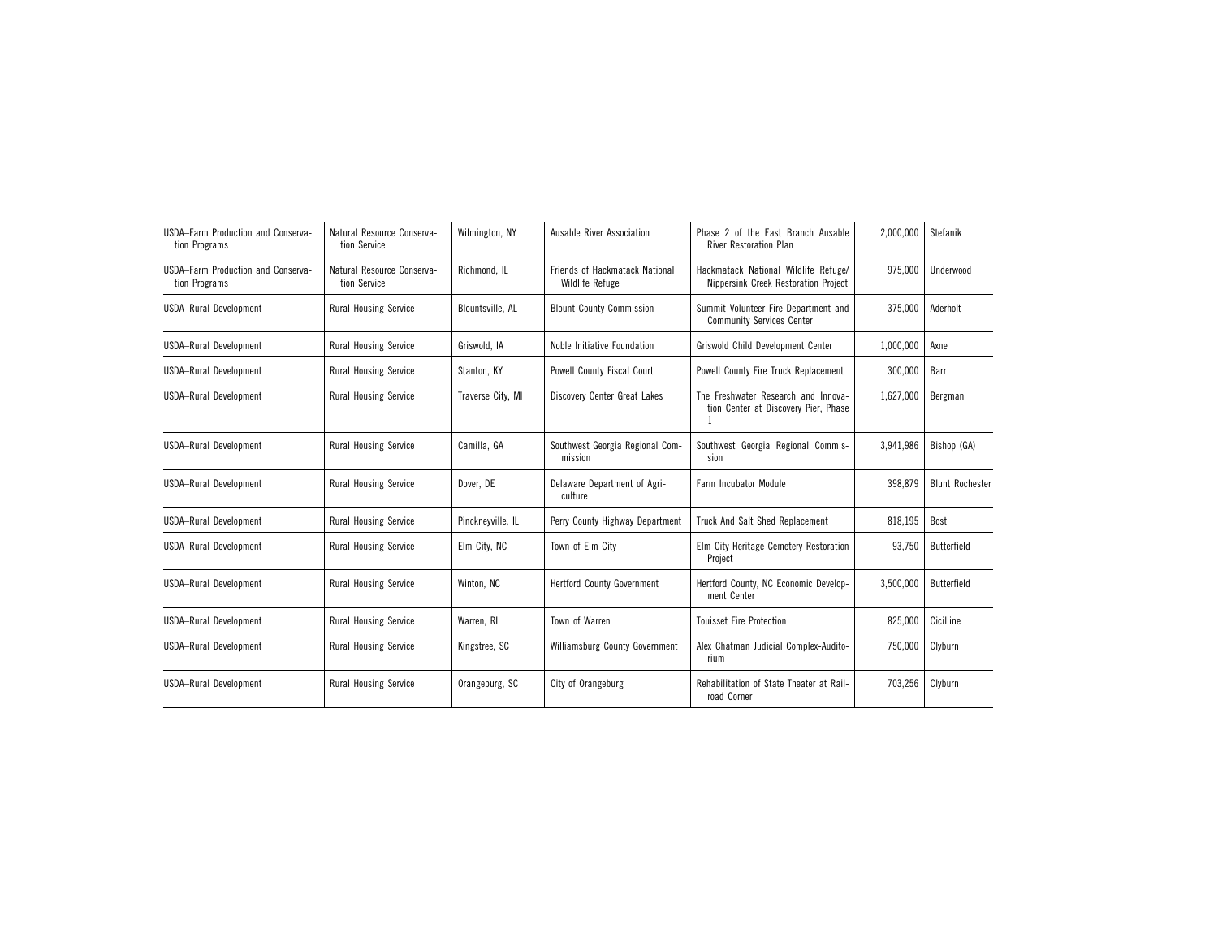| | | | | | | |
|---|---|---|---|---|---|---|
| USDA–Farm Production and Conservation Programs | Natural Resource Conservation Service | Wilmington, NY | Ausable River Association | Phase 2 of the East Branch Ausable River Restoration Plan | 2,000,000 | Stefanik |
| USDA–Farm Production and Conservation Programs | Natural Resource Conservation Service | Richmond, IL | Friends of Hackmatack National Wildlife Refuge | Hackmatack National Wildlife Refuge/ Nippersink Creek Restoration Project | 975,000 | Underwood |
| USDA–Rural Development | Rural Housing Service | Blountsville, AL | Blount County Commission | Summit Volunteer Fire Department and Community Services Center | 375,000 | Aderholt |
| USDA–Rural Development | Rural Housing Service | Griswold, IA | Noble Initiative Foundation | Griswold Child Development Center | 1,000,000 | Axne |
| USDA–Rural Development | Rural Housing Service | Stanton, KY | Powell County Fiscal Court | Powell County Fire Truck Replacement | 300,000 | Barr |
| USDA–Rural Development | Rural Housing Service | Traverse City, MI | Discovery Center Great Lakes | The Freshwater Research and Innovation Center at Discovery Pier, Phase 1 | 1,627,000 | Bergman |
| USDA–Rural Development | Rural Housing Service | Camilla, GA | Southwest Georgia Regional Commission | Southwest Georgia Regional Commission | 3,941,986 | Bishop (GA) |
| USDA–Rural Development | Rural Housing Service | Dover, DE | Delaware Department of Agriculture | Farm Incubator Module | 398,879 | Blunt Rochester |
| USDA–Rural Development | Rural Housing Service | Pinckneyville, IL | Perry County Highway Department | Truck And Salt Shed Replacement | 818,195 | Bost |
| USDA–Rural Development | Rural Housing Service | Elm City, NC | Town of Elm City | Elm City Heritage Cemetery Restoration Project | 93,750 | Butterfield |
| USDA–Rural Development | Rural Housing Service | Winton, NC | Hertford County Government | Hertford County, NC Economic Development Center | 3,500,000 | Butterfield |
| USDA–Rural Development | Rural Housing Service | Warren, RI | Town of Warren | Touisset Fire Protection | 825,000 | Cicilline |
| USDA–Rural Development | Rural Housing Service | Kingstree, SC | Williamsburg County Government | Alex Chatman Judicial Complex-Auditorium | 750,000 | Clyburn |
| USDA–Rural Development | Rural Housing Service | Orangeburg, SC | City of Orangeburg | Rehabilitation of State Theater at Railroad Corner | 703,256 | Clyburn |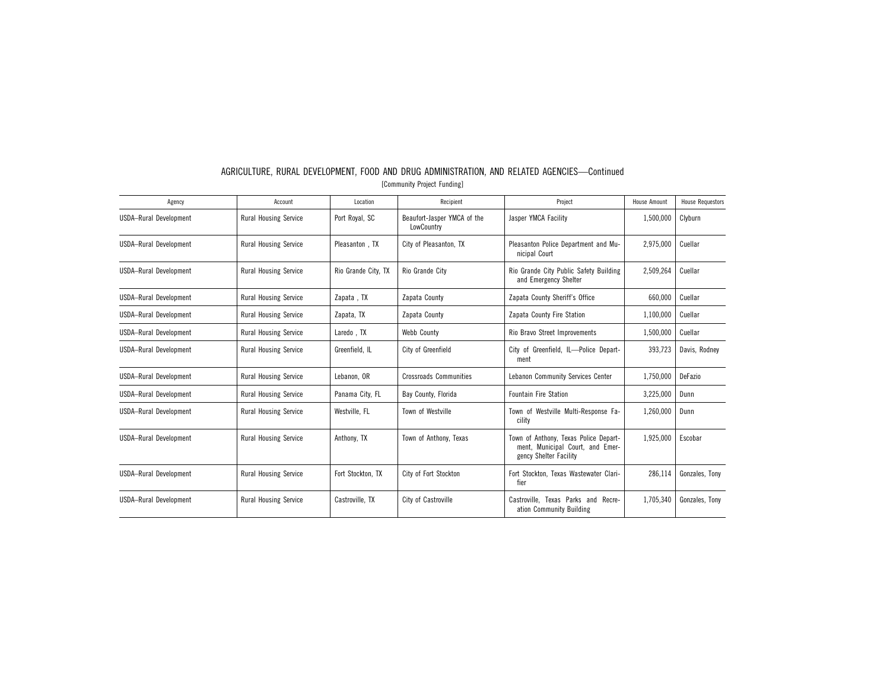AGRICULTURE, RURAL DEVELOPMENT, FOOD AND DRUG ADMINISTRATION, AND RELATED AGENCIES—Continued

[Community Project Funding]

| Agency | Account | Location | Recipient | Project | House Amount | House Requestors |
|---|---|---|---|---|---|---|
| USDA–Rural Development | Rural Housing Service | Port Royal, SC | Beaufort-Jasper YMCA of the LowCountry | Jasper YMCA Facility | 1,500,000 | Clyburn |
| USDA–Rural Development | Rural Housing Service | Pleasanton , TX | City of Pleasanton, TX | Pleasanton Police Department and Municipal Court | 2,975,000 | Cuellar |
| USDA–Rural Development | Rural Housing Service | Rio Grande City, TX | Rio Grande City | Rio Grande City Public Safety Building and Emergency Shelter | 2,509,264 | Cuellar |
| USDA–Rural Development | Rural Housing Service | Zapata , TX | Zapata County | Zapata County Sheriff's Office | 660,000 | Cuellar |
| USDA–Rural Development | Rural Housing Service | Zapata, TX | Zapata County | Zapata County Fire Station | 1,100,000 | Cuellar |
| USDA–Rural Development | Rural Housing Service | Laredo , TX | Webb County | Rio Bravo Street Improvements | 1,500,000 | Cuellar |
| USDA–Rural Development | Rural Housing Service | Greenfield, IL | City of Greenfield | City of Greenfield, IL—Police Department | 393,723 | Davis, Rodney |
| USDA–Rural Development | Rural Housing Service | Lebanon, OR | Crossroads Communities | Lebanon Community Services Center | 1,750,000 | DeFazio |
| USDA–Rural Development | Rural Housing Service | Panama City, FL | Bay County, Florida | Fountain Fire Station | 3,225,000 | Dunn |
| USDA–Rural Development | Rural Housing Service | Westville, FL | Town of Westville | Town of Westville Multi-Response Facility | 1,260,000 | Dunn |
| USDA–Rural Development | Rural Housing Service | Anthony, TX | Town of Anthony, Texas | Town of Anthony, Texas Police Department, Municipal Court, and Emergency Shelter Facility | 1,925,000 | Escobar |
| USDA–Rural Development | Rural Housing Service | Fort Stockton, TX | City of Fort Stockton | Fort Stockton, Texas Wastewater Clarifier | 286,114 | Gonzales, Tony |
| USDA–Rural Development | Rural Housing Service | Castroville, TX | City of Castroville | Castroville, Texas Parks and Recreation Community Building | 1,705,340 | Gonzales, Tony |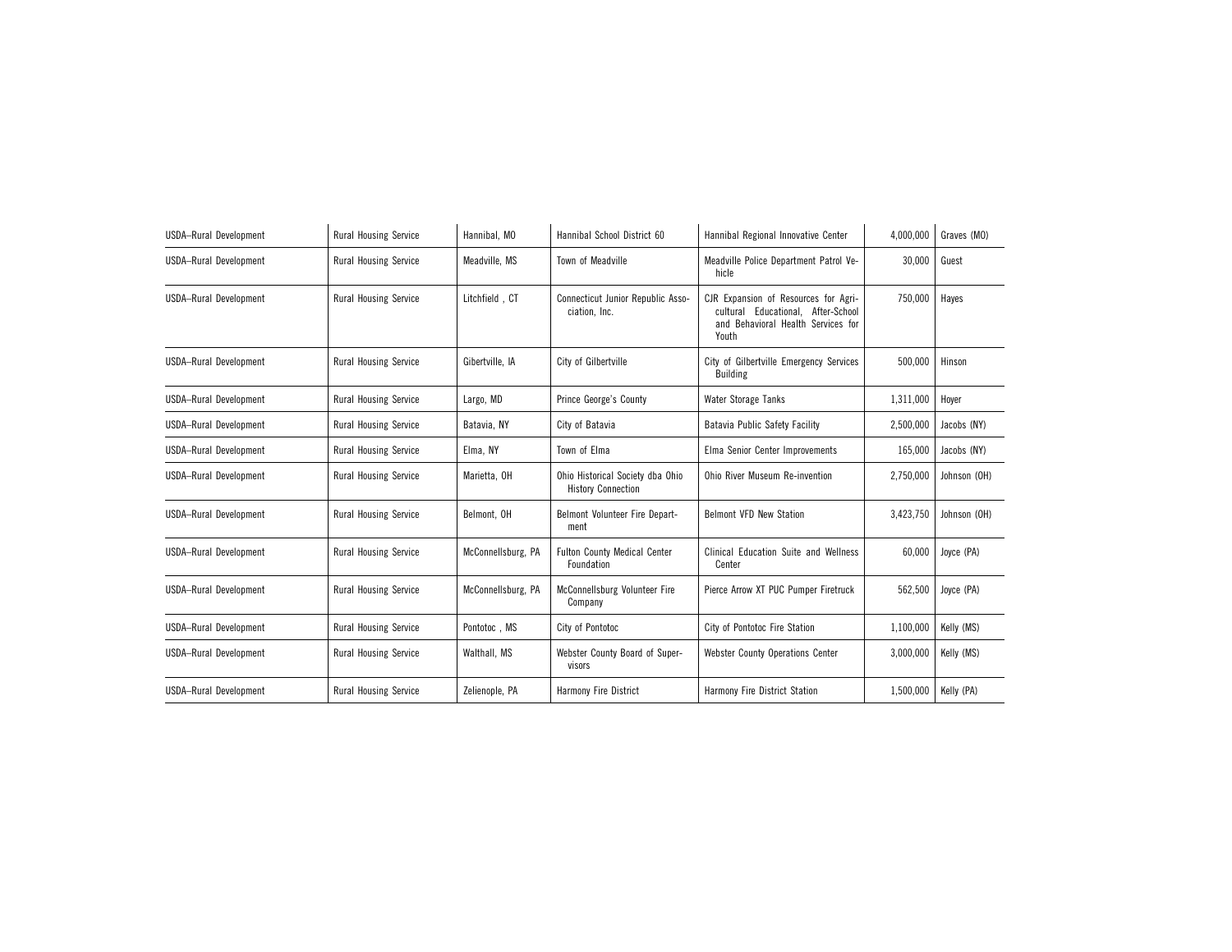| USDA–Rural Development | Rural Housing Service | Hannibal, MO | Hannibal School District 60 | Hannibal Regional Innovative Center | 4,000,000 | Graves (MO) |
|---|---|---|---|---|---|---|
| USDA–Rural Development | Rural Housing Service | Meadville, MS | Town of Meadville | Meadville Police Department Patrol Vehicle | 30,000 | Guest |
| USDA–Rural Development | Rural Housing Service | Litchfield , CT | Connecticut Junior Republic Association, Inc. | CJR Expansion of Resources for Agricultural Educational, After-School and Behavioral Health Services for Youth | 750,000 | Hayes |
| USDA–Rural Development | Rural Housing Service | Gibertville, IA | City of Gilbertville | City of Gilbertville Emergency Services Building | 500,000 | Hinson |
| USDA–Rural Development | Rural Housing Service | Largo, MD | Prince George's County | Water Storage Tanks | 1,311,000 | Hoyer |
| USDA–Rural Development | Rural Housing Service | Batavia, NY | City of Batavia | Batavia Public Safety Facility | 2,500,000 | Jacobs (NY) |
| USDA–Rural Development | Rural Housing Service | Elma, NY | Town of Elma | Elma Senior Center Improvements | 165,000 | Jacobs (NY) |
| USDA–Rural Development | Rural Housing Service | Marietta, OH | Ohio Historical Society dba Ohio History Connection | Ohio River Museum Re-invention | 2,750,000 | Johnson (OH) |
| USDA–Rural Development | Rural Housing Service | Belmont, OH | Belmont Volunteer Fire Department | Belmont VFD New Station | 3,423,750 | Johnson (OH) |
| USDA–Rural Development | Rural Housing Service | McConnellsburg, PA | Fulton County Medical Center Foundation | Clinical Education Suite and Wellness Center | 60,000 | Joyce (PA) |
| USDA–Rural Development | Rural Housing Service | McConnellsburg, PA | McConnellsburg Volunteer Fire Company | Pierce Arrow XT PUC Pumper Firetruck | 562,500 | Joyce (PA) |
| USDA–Rural Development | Rural Housing Service | Pontotoc , MS | City of Pontotoc | City of Pontotoc Fire Station | 1,100,000 | Kelly (MS) |
| USDA–Rural Development | Rural Housing Service | Walthall, MS | Webster County Board of Supervisors | Webster County Operations Center | 3,000,000 | Kelly (MS) |
| USDA–Rural Development | Rural Housing Service | Zelienople, PA | Harmony Fire District | Harmony Fire District Station | 1,500,000 | Kelly (PA) |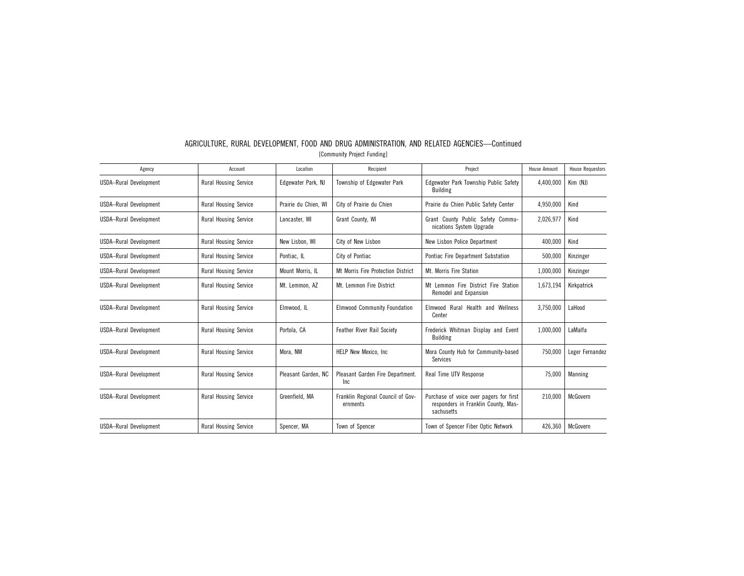## AGRICULTURE, RURAL DEVELOPMENT, FOOD AND DRUG ADMINISTRATION, AND RELATED AGENCIES—Continued

[Community Project Funding]

| Agency | Account | Location | Recipient | Project | House Amount | House Requestors |
|---|---|---|---|---|---|---|
| USDA–Rural Development | Rural Housing Service | Edgewater Park, NJ | Township of Edgewater Park | Edgewater Park Township Public Safety Building | 4,400,000 | Kim (NJ) |
| USDA–Rural Development | Rural Housing Service | Prairie du Chien, WI | City of Prairie du Chien | Prairie du Chien Public Safety Center | 4,950,000 | Kind |
| USDA–Rural Development | Rural Housing Service | Lancaster, WI | Grant County, WI | Grant County Public Safety Communications System Upgrade | 2,026,977 | Kind |
| USDA–Rural Development | Rural Housing Service | New Lisbon, WI | City of New Lisbon | New Lisbon Police Department | 400,000 | Kind |
| USDA–Rural Development | Rural Housing Service | Pontiac, IL | City of Pontiac | Pontiac Fire Department Substation | 500,000 | Kinzinger |
| USDA–Rural Development | Rural Housing Service | Mount Morris, IL | Mt Morris Fire Protection District | Mt. Morris Fire Station | 1,000,000 | Kinzinger |
| USDA–Rural Development | Rural Housing Service | Mt. Lemmon, AZ | Mt. Lemmon Fire District | Mt Lemmon Fire District Fire Station Remodel and Expansion | 1,673,194 | Kirkpatrick |
| USDA–Rural Development | Rural Housing Service | Elmwood, IL | Elmwood Community Foundation | Elmwood Rural Health and Wellness Center | 3,750,000 | LaHood |
| USDA–Rural Development | Rural Housing Service | Portola, CA | Feather River Rail Society | Frederick Whitman Display and Event Building | 1,000,000 | LaMalfa |
| USDA–Rural Development | Rural Housing Service | Mora, NM | HELP New Mexico, Inc | Mora County Hub for Community-based Services | 750,000 | Leger Fernandez |
| USDA–Rural Development | Rural Housing Service | Pleasant Garden, NC | Pleasant Garden Fire Department. Inc | Real Time UTV Response | 75,000 | Manning |
| USDA–Rural Development | Rural Housing Service | Greenfield, MA | Franklin Regional Council of Governments | Purchase of voice over pagers for first responders in Franklin County, Massachusetts | 210,000 | McGovern |
| USDA–Rural Development | Rural Housing Service | Spencer, MA | Town of Spencer | Town of Spencer Fiber Optic Network | 426,360 | McGovern |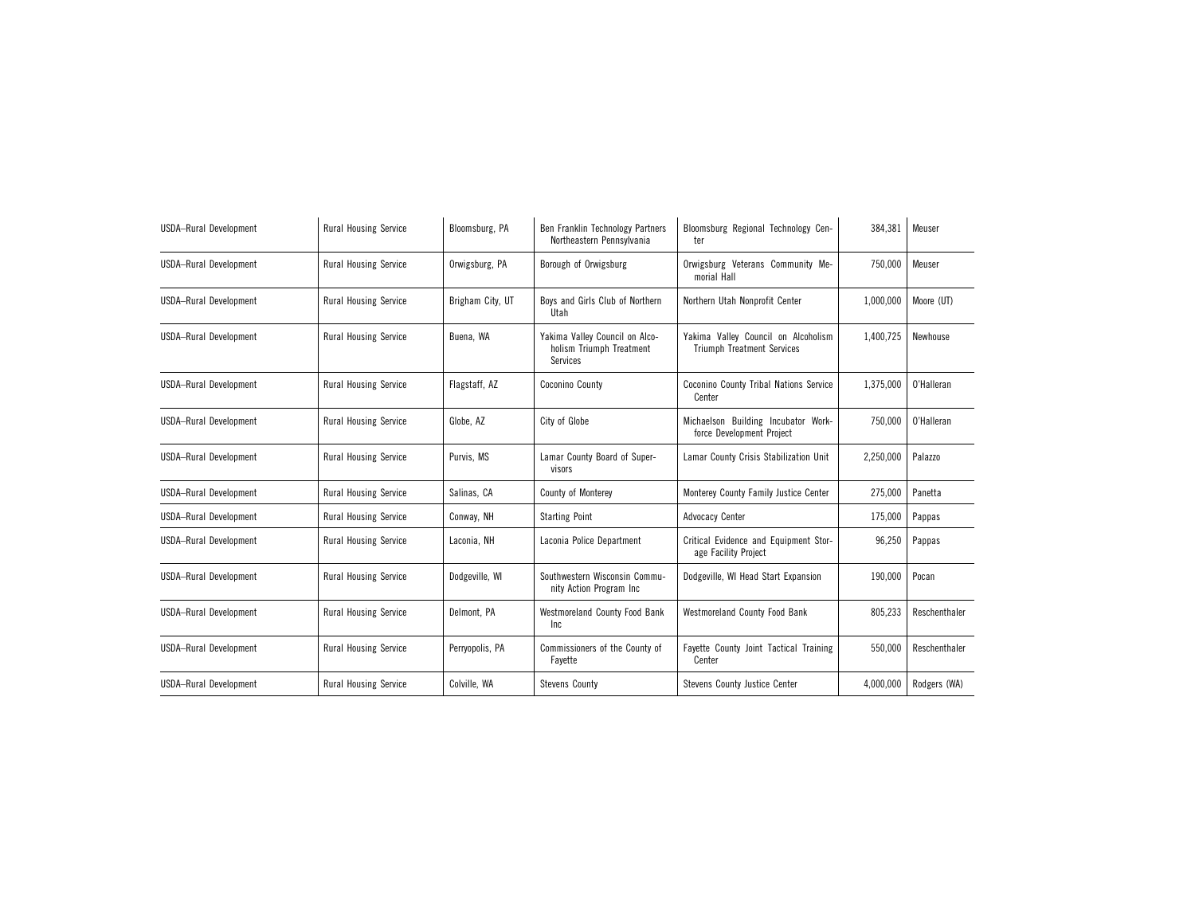| | | | | | | |
|---|---|---|---|---|---|---|
| USDA–Rural Development | Rural Housing Service | Bloomsburg, PA | Ben Franklin Technology Partners Northeastern Pennsylvania | Bloomsburg Regional Technology Center | 384,381 | Meuser |
| USDA–Rural Development | Rural Housing Service | Orwigsburg, PA | Borough of Orwigsburg | Orwigsburg Veterans Community Memorial Hall | 750,000 | Meuser |
| USDA–Rural Development | Rural Housing Service | Brigham City, UT | Boys and Girls Club of Northern Utah | Northern Utah Nonprofit Center | 1,000,000 | Moore (UT) |
| USDA–Rural Development | Rural Housing Service | Buena, WA | Yakima Valley Council on Alcoholism Triumph Treatment Services | Yakima Valley Council on Alcoholism Triumph Treatment Services | 1,400,725 | Newhouse |
| USDA–Rural Development | Rural Housing Service | Flagstaff, AZ | Coconino County | Coconino County Tribal Nations Service Center | 1,375,000 | O'Halleran |
| USDA–Rural Development | Rural Housing Service | Globe, AZ | City of Globe | Michaelson Building Incubator Workforce Development Project | 750,000 | O'Halleran |
| USDA–Rural Development | Rural Housing Service | Purvis, MS | Lamar County Board of Supervisors | Lamar County Crisis Stabilization Unit | 2,250,000 | Palazzo |
| USDA–Rural Development | Rural Housing Service | Salinas, CA | County of Monterey | Monterey County Family Justice Center | 275,000 | Panetta |
| USDA–Rural Development | Rural Housing Service | Conway, NH | Starting Point | Advocacy Center | 175,000 | Pappas |
| USDA–Rural Development | Rural Housing Service | Laconia, NH | Laconia Police Department | Critical Evidence and Equipment Storage Facility Project | 96,250 | Pappas |
| USDA–Rural Development | Rural Housing Service | Dodgeville, WI | Southwestern Wisconsin Community Action Program Inc | Dodgeville, WI Head Start Expansion | 190,000 | Pocan |
| USDA–Rural Development | Rural Housing Service | Delmont, PA | Westmoreland County Food Bank Inc | Westmoreland County Food Bank | 805,233 | Reschenthaler |
| USDA–Rural Development | Rural Housing Service | Perryopolis, PA | Commissioners of the County of Fayette | Fayette County Joint Tactical Training Center | 550,000 | Reschenthaler |
| USDA–Rural Development | Rural Housing Service | Colville, WA | Stevens County | Stevens County Justice Center | 4,000,000 | Rodgers (WA) |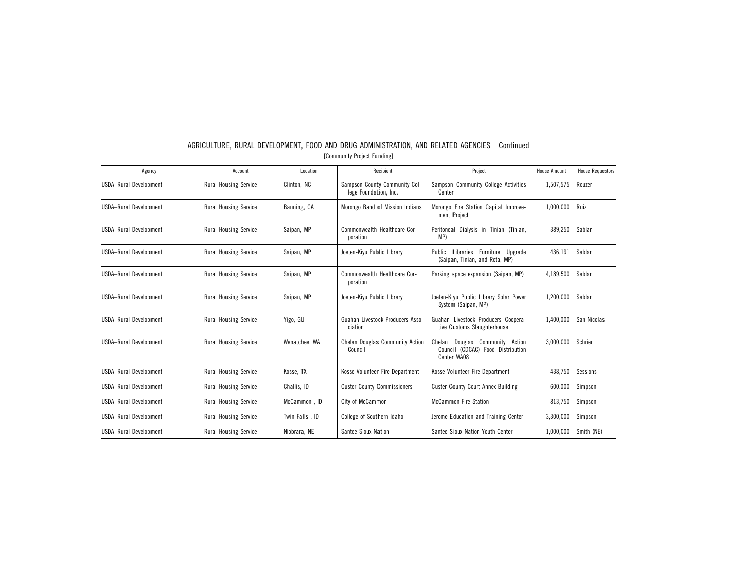## AGRICULTURE, RURAL DEVELOPMENT, FOOD AND DRUG ADMINISTRATION, AND RELATED AGENCIES—Continued

[Community Project Funding]

| Agency | Account | Location | Recipient | Project | House Amount | House Requestors |
|---|---|---|---|---|---|---|
| USDA–Rural Development | Rural Housing Service | Clinton, NC | Sampson County Community College Foundation, Inc. | Sampson Community College Activities Center | 1,507,575 | Rouzer |
| USDA–Rural Development | Rural Housing Service | Banning, CA | Morongo Band of Mission Indians | Morongo Fire Station Capital Improvement Project | 1,000,000 | Ruiz |
| USDA–Rural Development | Rural Housing Service | Saipan, MP | Commonwealth Healthcare Corporation | Peritoneal Dialysis in Tinian (Tinian, MP) | 389,250 | Sablan |
| USDA–Rural Development | Rural Housing Service | Saipan, MP | Joeten-Kiyu Public Library | Public Libraries Furniture Upgrade (Saipan, Tinian, and Rota, MP) | 436,191 | Sablan |
| USDA–Rural Development | Rural Housing Service | Saipan, MP | Commonwealth Healthcare Corporation | Parking space expansion (Saipan, MP) | 4,189,500 | Sablan |
| USDA–Rural Development | Rural Housing Service | Saipan, MP | Joeten-Kiyu Public Library | Joeten-Kiyu Public Library Solar Power System (Saipan, MP) | 1,200,000 | Sablan |
| USDA–Rural Development | Rural Housing Service | Yigo, GU | Guahan Livestock Producers Association | Guahan Livestock Producers Cooperative Customs Slaughterhouse | 1,400,000 | San Nicolas |
| USDA–Rural Development | Rural Housing Service | Wenatchee, WA | Chelan Douglas Community Action Council | Chelan Douglas Community Action Council (CDCAC) Food Distribution Center WA08 | 3,000,000 | Schrier |
| USDA–Rural Development | Rural Housing Service | Kosse, TX | Kosse Volunteer Fire Department | Kosse Volunteer Fire Department | 438,750 | Sessions |
| USDA–Rural Development | Rural Housing Service | Challis, ID | Custer County Commissioners | Custer County Court Annex Building | 600,000 | Simpson |
| USDA–Rural Development | Rural Housing Service | McCammon , ID | City of McCammon | McCammon Fire Station | 813,750 | Simpson |
| USDA–Rural Development | Rural Housing Service | Twin Falls , ID | College of Southern Idaho | Jerome Education and Training Center | 3,300,000 | Simpson |
| USDA–Rural Development | Rural Housing Service | Niobrara, NE | Santee Sioux Nation | Santee Sioux Nation Youth Center | 1,000,000 | Smith (NE) |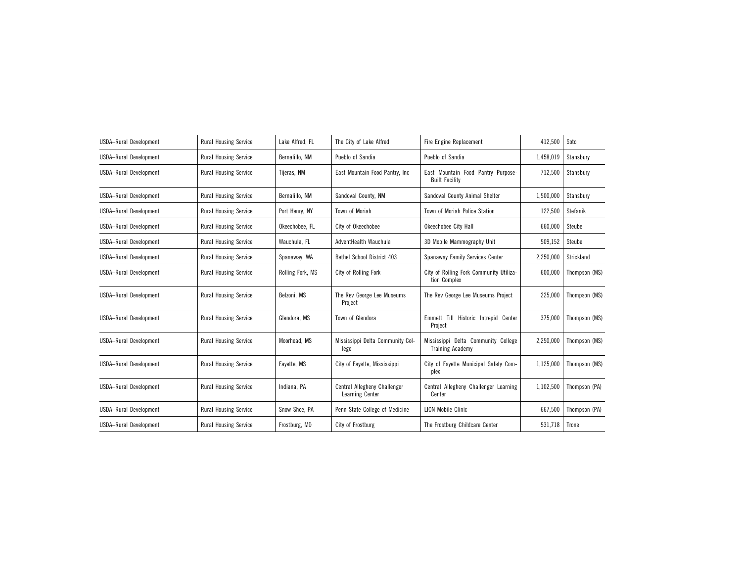| | | | | | | |
|---|---|---|---|---|---|---|
| USDA–Rural Development | Rural Housing Service | Lake Alfred, FL | The City of Lake Alfred | Fire Engine Replacement | 412,500 | Soto |
| USDA–Rural Development | Rural Housing Service | Bernalillo, NM | Pueblo of Sandia | Pueblo of Sandia | 1,458,019 | Stansbury |
| USDA–Rural Development | Rural Housing Service | Tijeras, NM | East Mountain Food Pantry, Inc | East Mountain Food Pantry Purpose-Built Facility | 712,500 | Stansbury |
| USDA–Rural Development | Rural Housing Service | Bernalillo, NM | Sandoval County, NM | Sandoval County Animal Shelter | 1,500,000 | Stansbury |
| USDA–Rural Development | Rural Housing Service | Port Henry, NY | Town of Moriah | Town of Moriah Police Station | 122,500 | Stefanik |
| USDA–Rural Development | Rural Housing Service | Okeechobee, FL | City of Okeechobee | Okeechobee City Hall | 660,000 | Steube |
| USDA–Rural Development | Rural Housing Service | Wauchula, FL | AdventHealth Wauchula | 3D Mobile Mammography Unit | 509,152 | Steube |
| USDA–Rural Development | Rural Housing Service | Spanaway, WA | Bethel School District 403 | Spanaway Family Services Center | 2,250,000 | Strickland |
| USDA–Rural Development | Rural Housing Service | Rolling Fork, MS | City of Rolling Fork | City of Rolling Fork Community Utilization Complex | 600,000 | Thompson (MS) |
| USDA–Rural Development | Rural Housing Service | Belzoni, MS | The Rev George Lee Museums Project | The Rev George Lee Museums Project | 225,000 | Thompson (MS) |
| USDA–Rural Development | Rural Housing Service | Glendora, MS | Town of Glendora | Emmett Till Historic Intrepid Center Project | 375,000 | Thompson (MS) |
| USDA–Rural Development | Rural Housing Service | Moorhead, MS | Mississippi Delta Community College | Mississippi Delta Community College Training Academy | 2,250,000 | Thompson (MS) |
| USDA–Rural Development | Rural Housing Service | Fayette, MS | City of Fayette, Mississippi | City of Fayette Municipal Safety Complex | 1,125,000 | Thompson (MS) |
| USDA–Rural Development | Rural Housing Service | Indiana, PA | Central Allegheny Challenger Learning Center | Central Allegheny Challenger Learning Center | 1,102,500 | Thompson (PA) |
| USDA–Rural Development | Rural Housing Service | Snow Shoe, PA | Penn State College of Medicine | LION Mobile Clinic | 667,500 | Thompson (PA) |
| USDA–Rural Development | Rural Housing Service | Frostburg, MD | City of Frostburg | The Frostburg Childcare Center | 531,718 | Trone |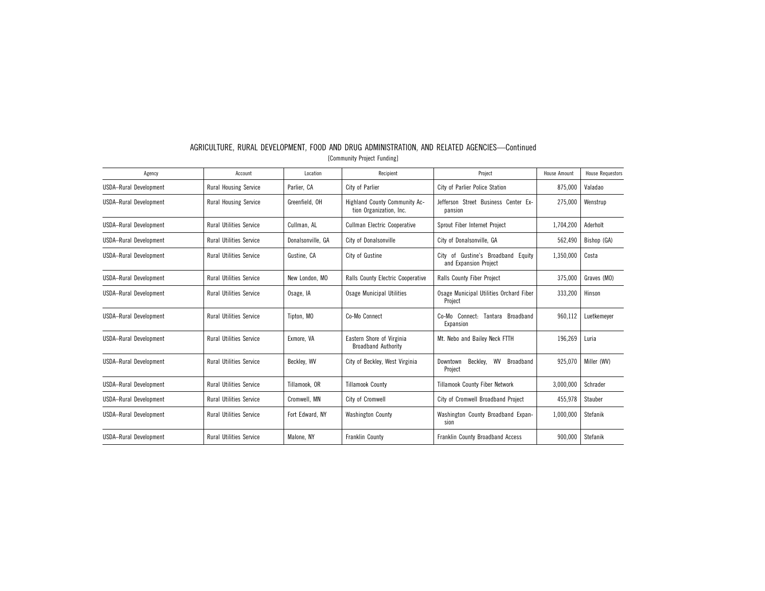# AGRICULTURE, RURAL DEVELOPMENT, FOOD AND DRUG ADMINISTRATION, AND RELATED AGENCIES—Continued

[Community Project Funding]

| Agency | Account | Location | Recipient | Project | House Amount | House Requestors |
|---|---|---|---|---|---|---|
| USDA–Rural Development | Rural Housing Service | Parlier, CA | City of Parlier | City of Parlier Police Station | 875,000 | Valadao |
| USDA–Rural Development | Rural Housing Service | Greenfield, OH | Highland County Community Action Organization, Inc. | Jefferson Street Business Center Expansion | 275,000 | Wenstrup |
| USDA–Rural Development | Rural Utilities Service | Cullman, AL | Cullman Electric Cooperative | Sprout Fiber Internet Project | 1,704,200 | Aderholt |
| USDA–Rural Development | Rural Utilities Service | Donalsonville, GA | City of Donalsonville | City of Donalsonville, GA | 562,490 | Bishop (GA) |
| USDA–Rural Development | Rural Utilities Service | Gustine, CA | City of Gustine | City of Gustine's Broadband Equity and Expansion Project | 1,350,000 | Costa |
| USDA–Rural Development | Rural Utilities Service | New London, MO | Ralls County Electric Cooperative | Ralls County Fiber Project | 375,000 | Graves (MO) |
| USDA–Rural Development | Rural Utilities Service | Osage, IA | Osage Municipal Utilities | Osage Municipal Utilities Orchard Fiber Project | 333,200 | Hinson |
| USDA–Rural Development | Rural Utilities Service | Tipton, MO | Co-Mo Connect | Co-Mo Connect: Tantara Broadband Expansion | 960,112 | Luetkemeyer |
| USDA–Rural Development | Rural Utilities Service | Exmore, VA | Eastern Shore of Virginia Broadband Authority | Mt. Nebo and Bailey Neck FTTH | 196,269 | Luria |
| USDA–Rural Development | Rural Utilities Service | Beckley, WV | City of Beckley, West Virginia | Downtown Beckley, WV Broadband Project | 925,070 | Miller (WV) |
| USDA–Rural Development | Rural Utilities Service | Tillamook, OR | Tillamook County | Tillamook County Fiber Network | 3,000,000 | Schrader |
| USDA–Rural Development | Rural Utilities Service | Cromwell, MN | City of Cromwell | City of Cromwell Broadband Project | 455,978 | Stauber |
| USDA–Rural Development | Rural Utilities Service | Fort Edward, NY | Washington County | Washington County Broadband Expansion | 1,000,000 | Stefanik |
| USDA–Rural Development | Rural Utilities Service | Malone, NY | Franklin County | Franklin County Broadband Access | 900,000 | Stefanik |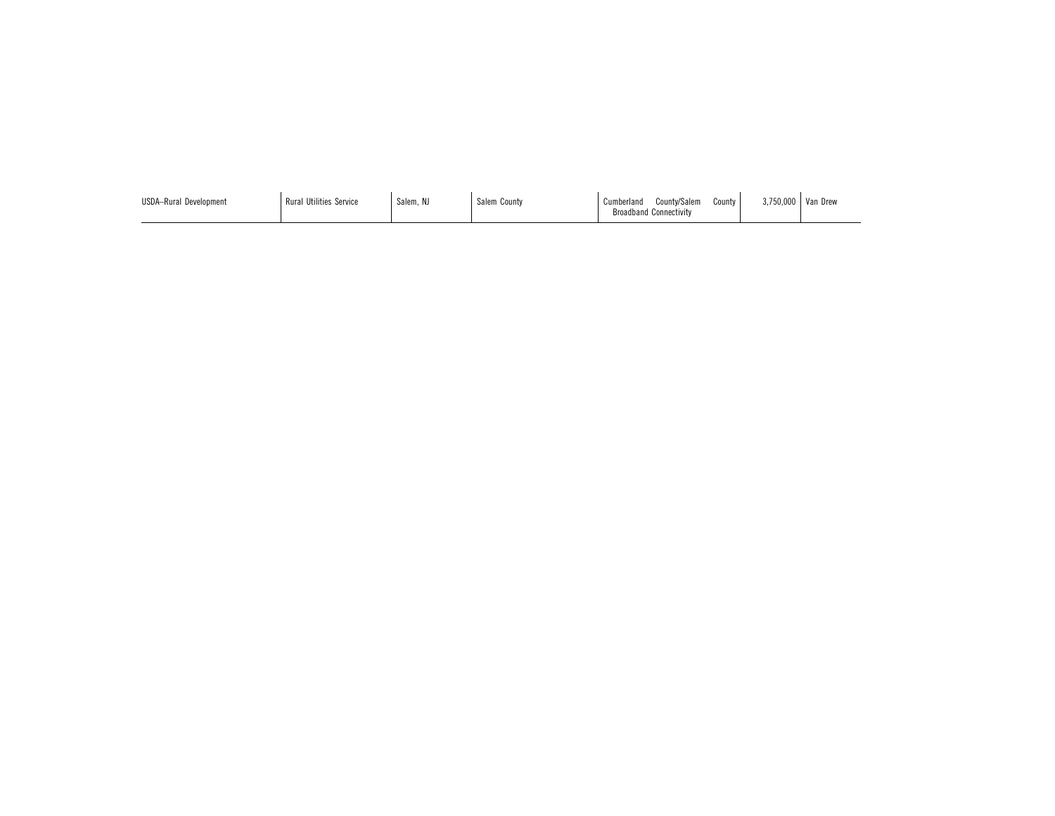| | | | | | | |
|---|---|---|---|---|---|---|
| USDA–Rural Development | Rural Utilities Service | Salem, NJ | Salem County | Cumberland County/Salem County Broadband Connectivity | 3,750,000 | Van Drew |